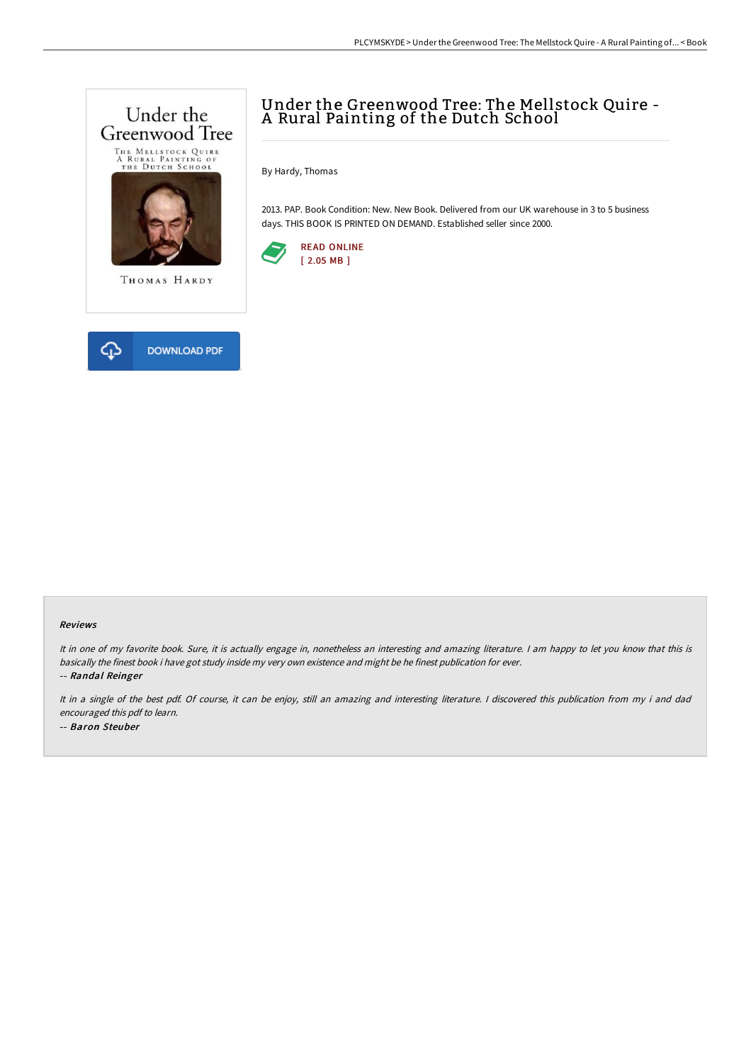# Under the Greenwood Tree: The Mellstock Quire - A Rural Painting of the Dutch School

By Hardy, Thomas

2013. PAP. Book Condition: New. New Book. Delivered from our UK warehouse in 3 to 5 business days. THIS BOOK IS PRINTED ON DEMAND. Established seller since 2000.

READ ONLINE
[ 2.05 MB ]

DOWNLOAD PDF

#### Reviews

*It in one of my favorite book. Sure, it is actually engage in, nonetheless an interesting and amazing literature. I am happy to let you know that this is basically the finest book i have got study inside my very own existence and might be he finest publication for ever.*

-- ***Randal Reinger***

*It in a single of the best pdf. Of course, it can be enjoy, still an amazing and interesting literature. I discovered this publication from my i and dad encouraged this pdf to learn.*

-- ***Baron Steuber***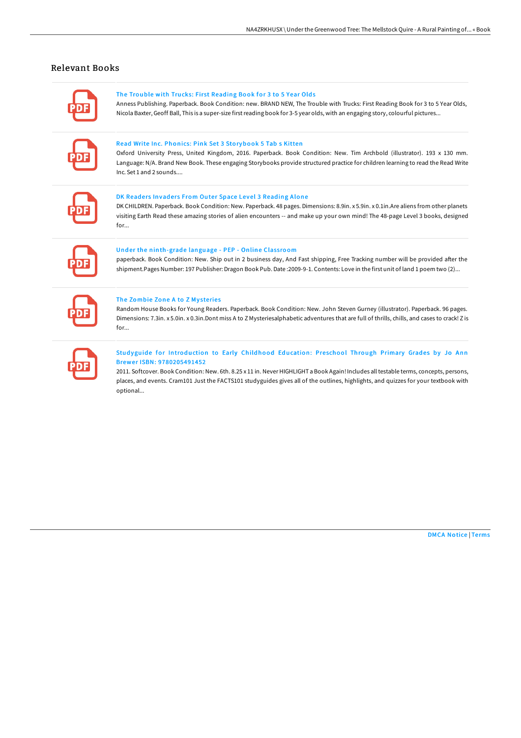## Relevant Books

### The Trouble with Trucks: First Reading Book for 3 to 5 Year Olds

Anness Publishing. Paperback. Book Condition: new. BRAND NEW, The Trouble with Trucks: First Reading Book for 3 to 5 Year Olds, Nicola Baxter, Geoff Ball, This is a super-size first reading book for 3-5 year olds, with an engaging story, colourful pictures...

### Read Write Inc. Phonics: Pink Set 3 Storybook 5 Tab s Kitten

Oxford University Press, United Kingdom, 2016. Paperback. Book Condition: New. Tim Archbold (illustrator). 193 x 130 mm. Language: N/A. Brand New Book. These engaging Storybooks provide structured practice for children learning to read the Read Write Inc. Set 1 and 2 sounds....

### DK Readers Invaders From Outer Space Level 3 Reading Alone

DK CHILDREN. Paperback. Book Condition: New. Paperback. 48 pages. Dimensions: 8.9in. x 5.9in. x 0.1in.Are aliens from other planets visiting Earth Read these amazing stories of alien encounters -- and make up your own mind! The 48-page Level 3 books, designed for...

### Under the ninth-grade language - PEP - Online Classroom

paperback. Book Condition: New. Ship out in 2 business day, And Fast shipping, Free Tracking number will be provided after the shipment.Pages Number: 197 Publisher: Dragon Book Pub. Date :2009-9-1. Contents: Love in the first unit of land 1 poem two (2)...

### The Zombie Zone A to Z Mysteries

Random House Books for Young Readers. Paperback. Book Condition: New. John Steven Gurney (illustrator). Paperback. 96 pages. Dimensions: 7.3in. x 5.0in. x 0.3in.Dont miss A to Z Mysteriesalphabetic adventures that are full of thrills, chills, and cases to crack! Z is for...

### Studyguide for Introduction to Early Childhood Education: Preschool Through Primary Grades by Jo Ann Brewer ISBN: 9780205491452

2011. Softcover. Book Condition: New. 6th. 8.25 x 11 in. Never HIGHLIGHT a Book Again! Includes all testable terms, concepts, persons, places, and events. Cram101 Just the FACTS101 studyguides gives all of the outlines, highlights, and quizzes for your textbook with optional...